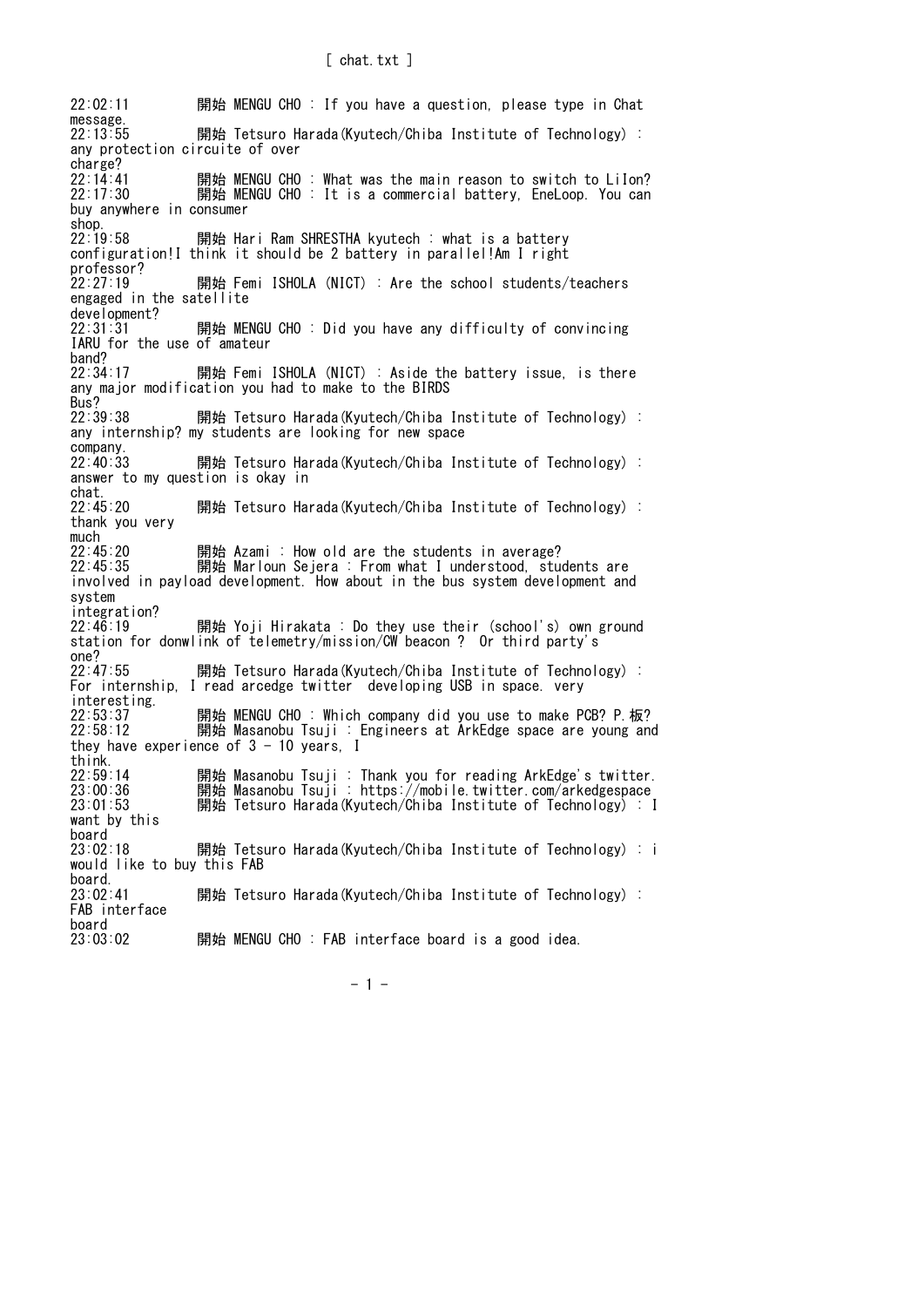[ chat.txt ]

22:02:11 開始 MENGU CHO : If you have a question, please type in Chat message.
22:13:55 開始 Tetsuro Harada(Kyutech/Chiba Institute of Technology) : any protection circuite of over charge?
22:14:41 開始 MENGU CHO : What was the main reason to switch to LiIon?
22:17:30 開始 MENGU CHO : It is a commercial battery, EneLoop. You can buy anywhere in consumer shop.
22:19:58 開始 Hari Ram SHRESTHA kyutech : what is a battery configuration!I think it should be 2 battery in parallel!Am I right professor?
22:27:19 開始 Femi ISHOLA (NICT) : Are the school students/teachers engaged in the satellite development?
22:31:31 開始 MENGU CHO : Did you have any difficulty of convincing IARU for the use of amateur band?
22:34:17 開始 Femi ISHOLA (NICT) : Aside the battery issue, is there any major modification you had to make to the BIRDS Bus?
22:39:38 開始 Tetsuro Harada(Kyutech/Chiba Institute of Technology) : any internship? my students are looking for new space company.
22:40:33 開始 Tetsuro Harada(Kyutech/Chiba Institute of Technology) : answer to my question is okay in chat.
22:45:20 開始 Tetsuro Harada(Kyutech/Chiba Institute of Technology) : thank you very much
22:45:20 開始 Azami : How old are the students in average?
22:45:35 開始 Marloun Sejera : From what I understood, students are involved in payload development. How about in the bus system development and system integration?
22:46:19 開始 Yoji Hirakata : Do they use their (school's) own ground station for donwlink of telemetry/mission/CW beacon ? Or third party's one?
22:47:55 開始 Tetsuro Harada(Kyutech/Chiba Institute of Technology) : For internship, I read arcedge twitter developing USB in space. very interesting.
22:53:37 開始 MENGU CHO : Which company did you use to make PCB? P.板?
22:58:12 開始 Masanobu Tsuji : Engineers at ArkEdge space are young and they have experience of 3 - 10 years, I think.
22:59:14 開始 Masanobu Tsuji : Thank you for reading ArkEdge's twitter.
23:00:36 開始 Masanobu Tsuji : https://mobile.twitter.com/arkedgespace
23:01:53 開始 Tetsuro Harada(Kyutech/Chiba Institute of Technology) : I want by this board
23:02:18 開始 Tetsuro Harada(Kyutech/Chiba Institute of Technology) : i would like to buy this FAB board.
23:02:41 開始 Tetsuro Harada(Kyutech/Chiba Institute of Technology) : FAB interface board
23:03:02 開始 MENGU CHO : FAB interface board is a good idea.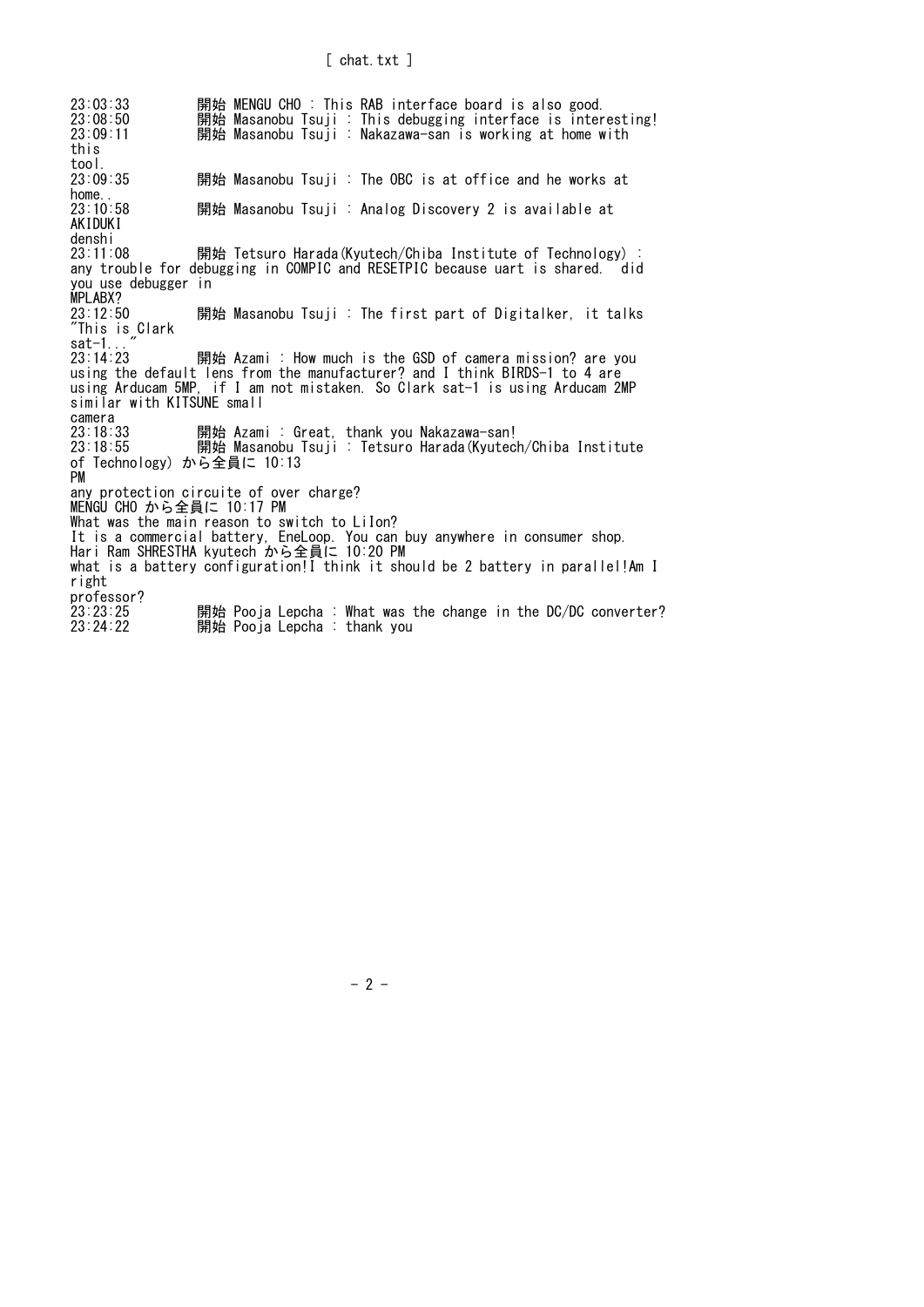[ chat.txt ]

23:03:33	開始 MENGU CHO : This RAB interface board is also good.
23:08:50	開始 Masanobu Tsuji : This debugging interface is interesting!
23:09:11	開始 Masanobu Tsuji : Nakazawa-san is working at home with this
tool.
23:09:35	開始 Masanobu Tsuji : The OBC is at office and he works at home..
23:10:58	開始 Masanobu Tsuji : Analog Discovery 2 is available at AKIDUKI
denshi
23:11:08	開始 Tetsuro Harada(Kyutech/Chiba Institute of Technology) :
any trouble for debugging in COMPIC and RESETPIC because uart is shared.  did you use debugger in
MPLABX?
23:12:50	開始 Masanobu Tsuji : The first part of Digitalker, it talks "This is Clark
sat-1..."
23:14:23	開始 Azami : How much is the GSD of camera mission? are you using the default lens from the manufacturer? and I think BIRDS-1 to 4 are using Arducam 5MP, if I am not mistaken. So Clark sat-1 is using Arducam 2MP similar with KITSUNE small
camera
23:18:33	開始 Azami : Great, thank you Nakazawa-san!
23:18:55	開始 Masanobu Tsuji : Tetsuro Harada(Kyutech/Chiba Institute of Technology) から全員に 10:13
PM
any protection circuite of over charge?
MENGU CHO から全員に 10:17 PM
What was the main reason to switch to LiIon?
It is a commercial battery, EneLoop. You can buy anywhere in consumer shop.
Hari Ram SHRESTHA kyutech から全員に 10:20 PM
what is a battery configuration!I think it should be 2 battery in parallel!Am I right
professor?
23:23:25	開始 Pooja Lepcha : What was the change in the DC/DC converter?
23:24:22	開始 Pooja Lepcha : thank you